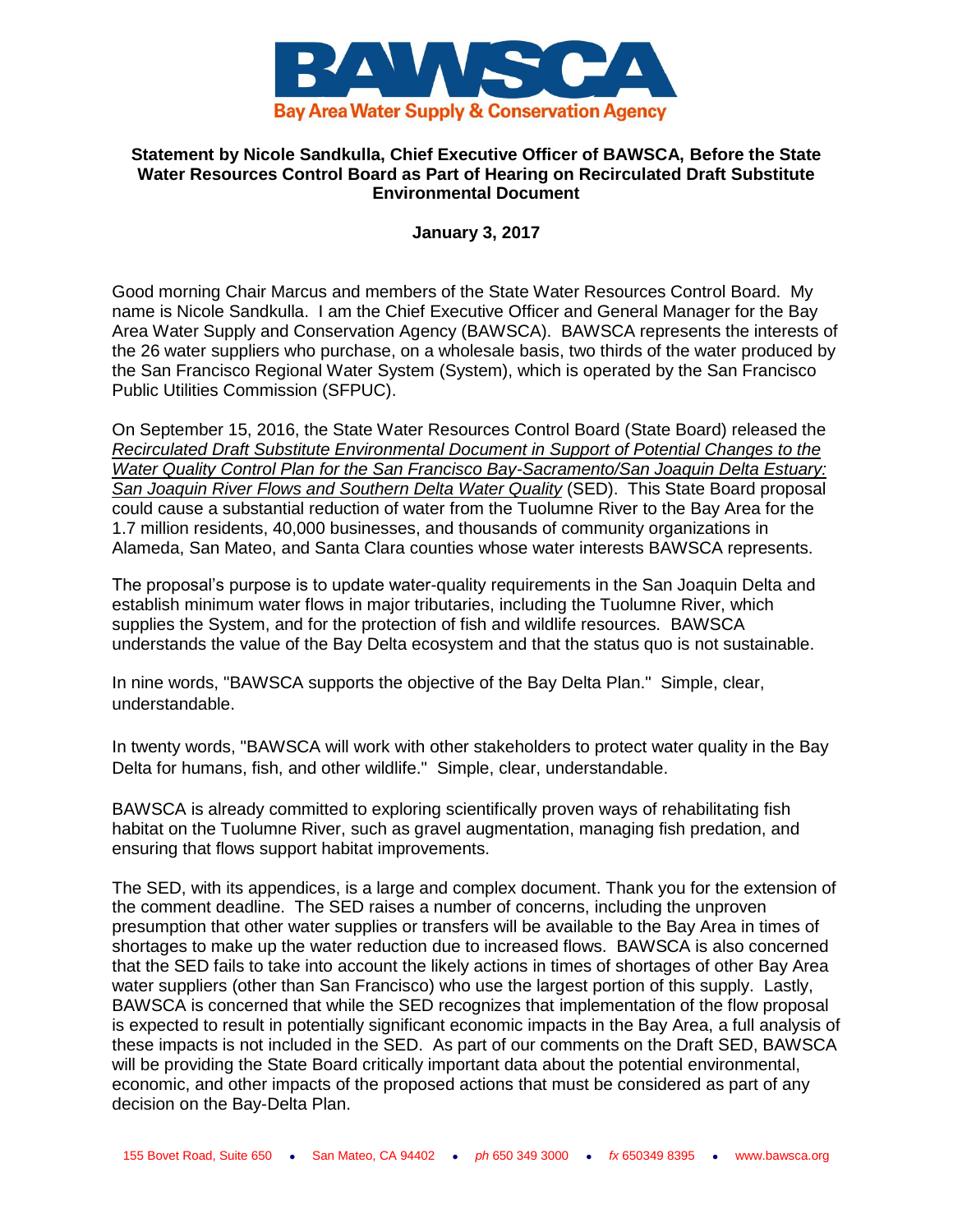**BAWSCA**

**Bay Area Water Supply & Conservation Agency**

**Statement by Nicole Sandkulla, Chief Executive Officer of BAWSCA, Before the State Water Resources Control Board as Part of Hearing on Recirculated Draft Substitute Environmental Document**

**January 3, 2017**

Good morning Chair Marcus and members of the State Water Resources Control Board. My name is Nicole Sandkulla. I am the Chief Executive Officer and General Manager for the Bay Area Water Supply and Conservation Agency (BAWSCA). BAWSCA represents the interests of the 26 water suppliers who purchase, on a wholesale basis, two thirds of the water produced by the San Francisco Regional Water System (System), which is operated by the San Francisco Public Utilities Commission (SFPUC).

On September 15, 2016, the State Water Resources Control Board (State Board) released the *Recirculated Draft Substitute Environmental Document in Support of Potential Changes to the Water Quality Control Plan for the San Francisco Bay-Sacramento/San Joaquin Delta Estuary: San Joaquin River Flows and Southern Delta Water Quality* (SED). This State Board proposal could cause a substantial reduction of water from the Tuolumne River to the Bay Area for the 1.7 million residents, 40,000 businesses, and thousands of community organizations in Alameda, San Mateo, and Santa Clara counties whose water interests BAWSCA represents.

The proposal's purpose is to update water-quality requirements in the San Joaquin Delta and establish minimum water flows in major tributaries, including the Tuolumne River, which supplies the System, and for the protection of fish and wildlife resources. BAWSCA understands the value of the Bay Delta ecosystem and that the status quo is not sustainable.

In nine words, "BAWSCA supports the objective of the Bay Delta Plan." Simple, clear, understandable.

In twenty words, "BAWSCA will work with other stakeholders to protect water quality in the Bay Delta for humans, fish, and other wildlife." Simple, clear, understandable.

BAWSCA is already committed to exploring scientifically proven ways of rehabilitating fish habitat on the Tuolumne River, such as gravel augmentation, managing fish predation, and ensuring that flows support habitat improvements.

The SED, with its appendices, is a large and complex document. Thank you for the extension of the comment deadline. The SED raises a number of concerns, including the unproven presumption that other water supplies or transfers will be available to the Bay Area in times of shortages to make up the water reduction due to increased flows. BAWSCA is also concerned that the SED fails to take into account the likely actions in times of shortages of other Bay Area water suppliers (other than San Francisco) who use the largest portion of this supply. Lastly, BAWSCA is concerned that while the SED recognizes that implementation of the flow proposal is expected to result in potentially significant economic impacts in the Bay Area, a full analysis of these impacts is not included in the SED. As part of our comments on the Draft SED, BAWSCA will be providing the State Board critically important data about the potential environmental, economic, and other impacts of the proposed actions that must be considered as part of any decision on the Bay-Delta Plan.

155 Bovet Road, Suite 650 • San Mateo, CA 94402 • *ph* 650 349 3000 • *fx* 650349 8395 • www.bawsca.org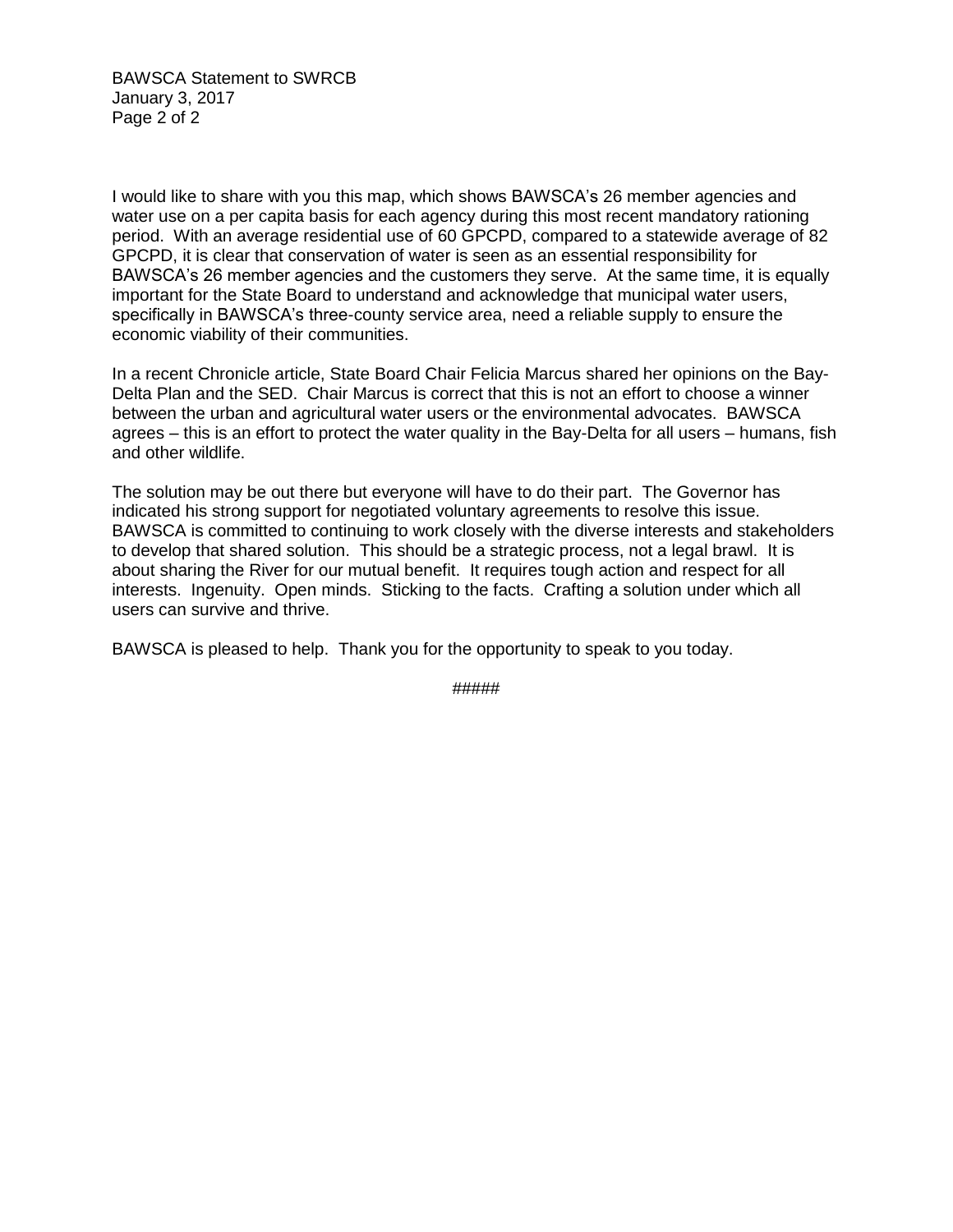I would like to share with you this map, which shows BAWSCA's 26 member agencies and water use on a per capita basis for each agency during this most recent mandatory rationing period. With an average residential use of 60 GPCPD, compared to a statewide average of 82 GPCPD, it is clear that conservation of water is seen as an essential responsibility for BAWSCA's 26 member agencies and the customers they serve. At the same time, it is equally important for the State Board to understand and acknowledge that municipal water users, specifically in BAWSCA's three-county service area, need a reliable supply to ensure the economic viability of their communities.

In a recent Chronicle article, State Board Chair Felicia Marcus shared her opinions on the Bay-Delta Plan and the SED. Chair Marcus is correct that this is not an effort to choose a winner between the urban and agricultural water users or the environmental advocates. BAWSCA agrees – this is an effort to protect the water quality in the Bay-Delta for all users – humans, fish and other wildlife.

The solution may be out there but everyone will have to do their part. The Governor has indicated his strong support for negotiated voluntary agreements to resolve this issue. BAWSCA is committed to continuing to work closely with the diverse interests and stakeholders to develop that shared solution. This should be a strategic process, not a legal brawl. It is about sharing the River for our mutual benefit. It requires tough action and respect for all interests. Ingenuity. Open minds. Sticking to the facts. Crafting a solution under which all users can survive and thrive.

BAWSCA is pleased to help. Thank you for the opportunity to speak to you today.

#####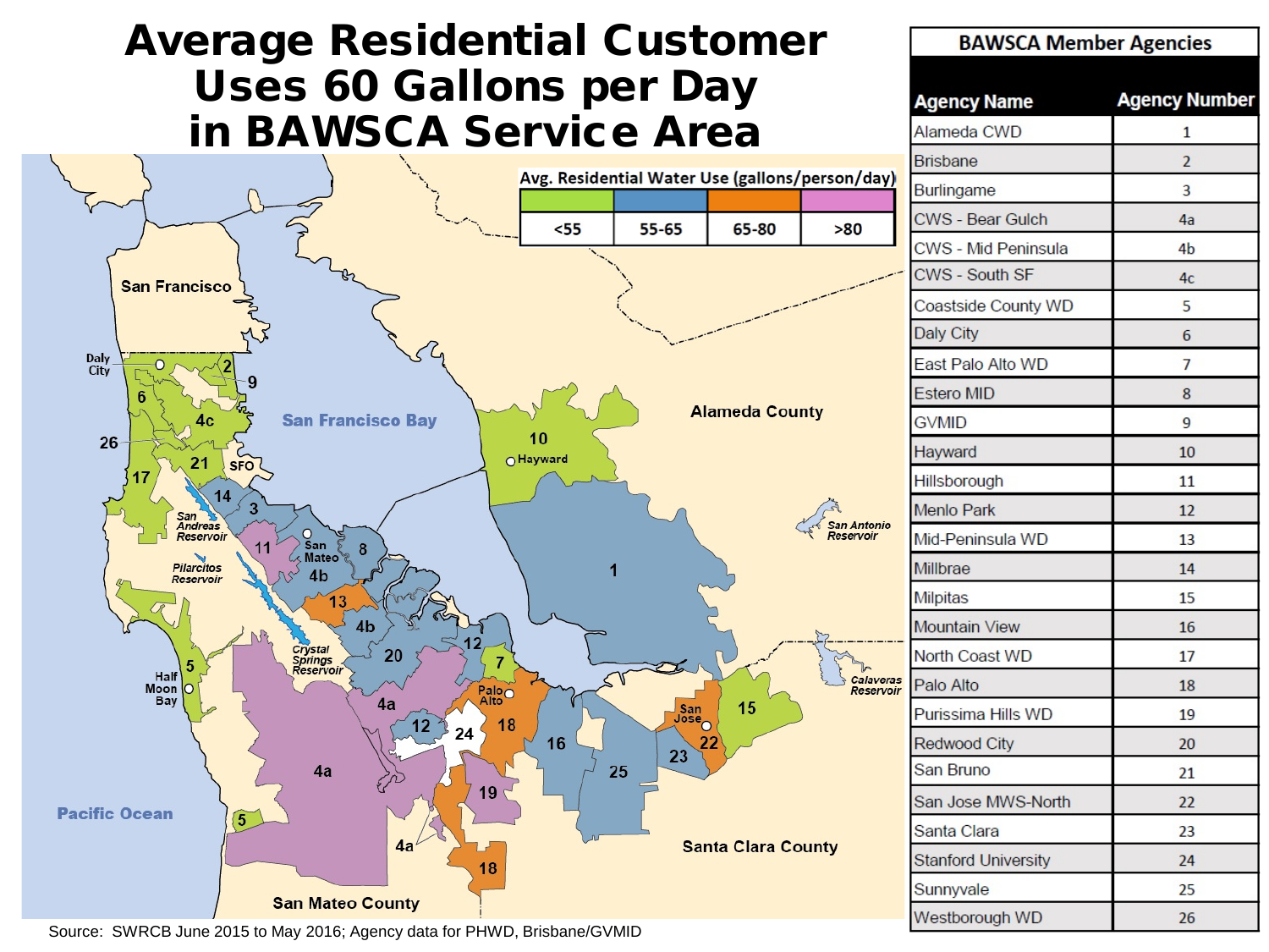# Average Residential Customer Uses 60 Gallons per Day in BAWSCA Service Area

Avg. Residential Water Use (gallons/person/day)

<55 | 55-65 | 65-80 | >80

San Francisco
Daly City
San Francisco Bay
Alameda County
Hayward
SFO
San Andreas Reservoir
Pilarcitos Reservoir
San Mateo
Crystal Springs Reservoir
Half Moon Bay
Palo Alto
San Jose
San Antonio Reservoir
Calaveras Reservoir
Pacific Ocean
Santa Clara County
San Mateo County

2, 9, 6, 4c, 26, 21, 17, 14, 3, 11, 8, 4b, 13, 4b, 10, 1, 5, 20, 12, 7, 4a, 12, 24, 18, 16, 25, 23, 22, 15, 4a, 19, 5, 4a, 18

| BAWSCA Member Agencies | |
|---|---|
| **Agency Name** | **Agency Number** |
| Alameda CWD | 1 |
| Brisbane | 2 |
| Burlingame | 3 |
| CWS - Bear Gulch | 4a |
| CWS - Mid Peninsula | 4b |
| CWS - South SF | 4c |
| Coastside County WD | 5 |
| Daly City | 6 |
| East Palo Alto WD | 7 |
| Estero MID | 8 |
| GVMID | 9 |
| Hayward | 10 |
| Hillsborough | 11 |
| Menlo Park | 12 |
| Mid-Peninsula WD | 13 |
| Millbrae | 14 |
| Milpitas | 15 |
| Mountain View | 16 |
| North Coast WD | 17 |
| Palo Alto | 18 |
| Purissima Hills WD | 19 |
| Redwood City | 20 |
| San Bruno | 21 |
| San Jose MWS-North | 22 |
| Santa Clara | 23 |
| Stanford University | 24 |
| Sunnyvale | 25 |
| Westborough WD | 26 |

Source: SWRCB June 2015 to May 2016; Agency data for PHWD, Brisbane/GVMID